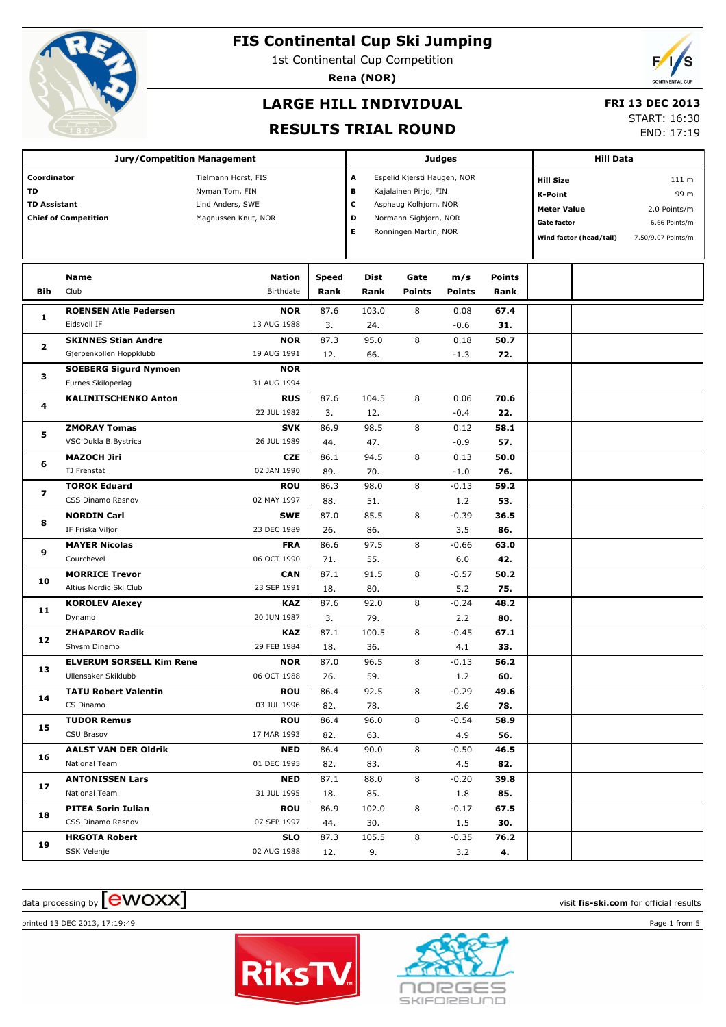# FIS Continental Cup Ski Jumping

1st Continental Cup Competition

**Rena (NOR)**

## LARGE HILL INDIVIDUAL

## RESULTS TRIAL ROUND

**FRI 13 DEC 2013**
START: 16:30
END: 17:19

| Jury/Competition Management | |
|---|---|
| **Coordinator** | Tielmann Horst, FIS |
| **TD** | Nyman Tom, FIN |
| **TD Assistant** | Lind Anders, SWE |
| **Chief of Competition** | Magnussen Knut, NOR |

| Judges | |
|---|---|
| **A** | Espelid Kjersti Haugen, NOR |
| **B** | Kajalainen Pirjo, FIN |
| **C** | Asphaug Kolhjorn, NOR |
| **D** | Normann Sigbjorn, NOR |
| **E** | Ronningen Martin, NOR |

| Hill Data | |
|---|---|
| **Hill Size** | 111 m |
| **K-Point** | 99 m |
| **Meter Value** | 2.0 Points/m |
| **Gate factor** | 6.66 Points/m |
| **Wind factor (head/tail)** | 7.50/9.07 Points/m |

| Bib | Name / Club | Nation / Birthdate | Speed / Rank | Dist / Rank | Gate / Points | m/s / Points | Points / Rank |
|---|---|---|---|---|---|---|---|
| 1 | **ROENSEN Atle Pedersen** / Eidsvoll IF | **NOR** / 13 AUG 1988 | 87.6 / 3. | 103.0 / 24. | 8 | 0.08 / -0.6 | **67.4** / **31.** |
| 2 | **SKINNES Stian Andre** / Gjerpenkollen Hoppklubb | **NOR** / 19 AUG 1991 | 87.3 / 12. | 95.0 / 66. | 8 | 0.18 / -1.3 | **50.7** / **72.** |
| 3 | **SOEBERG Sigurd Nymoen** / Furnes Skiloperlag | **NOR** / 31 AUG 1994 | | | | | |
| 4 | **KALINITSCHENKO Anton** | **RUS** / 22 JUL 1982 | 87.6 / 3. | 104.5 / 12. | 8 | 0.06 / -0.4 | **70.6** / **22.** |
| 5 | **ZMORAY Tomas** / VSC Dukla B.Bystrica | **SVK** / 26 JUL 1989 | 86.9 / 44. | 98.5 / 47. | 8 | 0.12 / -0.9 | **58.1** / **57.** |
| 6 | **MAZOCH Jiri** / TJ Frenstat | **CZE** / 02 JAN 1990 | 86.1 / 89. | 94.5 / 70. | 8 | 0.13 / -1.0 | **50.0** / **76.** |
| 7 | **TOROK Eduard** / CSS Dinamo Rasnov | **ROU** / 02 MAY 1997 | 86.3 / 88. | 98.0 / 51. | 8 | -0.13 / 1.2 | **59.2** / **53.** |
| 8 | **NORDIN Carl** / IF Friska Viljor | **SWE** / 23 DEC 1989 | 87.0 / 26. | 85.5 / 86. | 8 | -0.39 / 3.5 | **36.5** / **86.** |
| 9 | **MAYER Nicolas** / Courchevel | **FRA** / 06 OCT 1990 | 86.6 / 71. | 97.5 / 55. | 8 | -0.66 / 6.0 | **63.0** / **42.** |
| 10 | **MORRICE Trevor** / Altius Nordic Ski Club | **CAN** / 23 SEP 1991 | 87.1 / 18. | 91.5 / 80. | 8 | -0.57 / 5.2 | **50.2** / **75.** |
| 11 | **KOROLEV Alexey** / Dynamo | **KAZ** / 20 JUN 1987 | 87.6 / 3. | 92.0 / 79. | 8 | -0.24 / 2.2 | **48.2** / **80.** |
| 12 | **ZHAPAROV Radik** / Shvsm Dinamo | **KAZ** / 29 FEB 1984 | 87.1 / 18. | 100.5 / 36. | 8 | -0.45 / 4.1 | **67.1** / **33.** |
| 13 | **ELVERUM SORSELL Kim Rene** / Ullensaker Skiklubb | **NOR** / 06 OCT 1988 | 87.0 / 26. | 96.5 / 59. | 8 | -0.13 / 1.2 | **56.2** / **60.** |
| 14 | **TATU Robert Valentin** / CS Dinamo | **ROU** / 03 JUL 1996 | 86.4 / 82. | 92.5 / 78. | 8 | -0.29 / 2.6 | **49.6** / **78.** |
| 15 | **TUDOR Remus** / CSU Brasov | **ROU** / 17 MAR 1993 | 86.4 / 82. | 96.0 / 63. | 8 | -0.54 / 4.9 | **58.9** / **56.** |
| 16 | **AALST VAN DER Oldrik** / National Team | **NED** / 01 DEC 1995 | 86.4 / 82. | 90.0 / 83. | 8 | -0.50 / 4.5 | **46.5** / **82.** |
| 17 | **ANTONISSEN Lars** / National Team | **NED** / 31 JUL 1995 | 87.1 / 18. | 88.0 / 85. | 8 | -0.20 / 1.8 | **39.8** / **85.** |
| 18 | **PITEA Sorin Iulian** / CSS Dinamo Rasnov | **ROU** / 07 SEP 1997 | 86.9 / 44. | 102.0 / 30. | 8 | -0.17 / 1.5 | **67.5** / **30.** |
| 19 | **HRGOTA Robert** / SSK Velenje | **SLO** / 02 AUG 1988 | 87.3 / 12. | 105.5 / 9. | 8 | -0.35 / 3.2 | **76.2** / **4.** |

data processing by [ewoxx] — visit **fis-ski.com** for official results

printed 13 DEC 2013, 17:19:49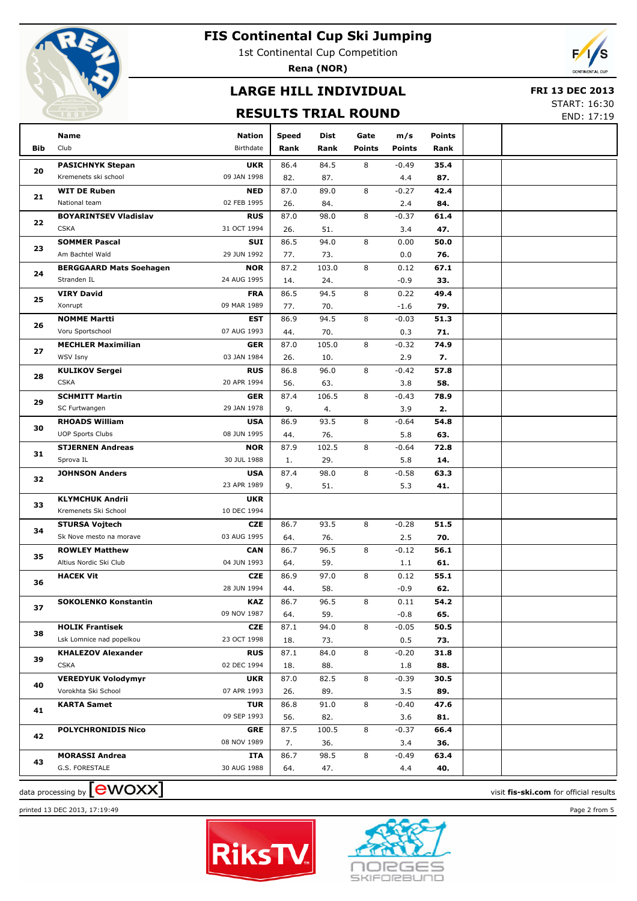# FIS Continental Cup Ski Jumping

1st Continental Cup Competition

**Rena (NOR)**

## LARGE HILL INDIVIDUAL

## RESULTS TRIAL ROUND

**FRI 13 DEC 2013**
START: 16:30
END: 17:19

| Bib | Name / Club | Nation / Birthdate | Speed / Rank | Dist / Rank | Gate / Points | m/s / Points | Points / Rank |
|---|---|---|---|---|---|---|---|
| 20 | **PASICHNYK Stepan** | **UKR** | 86.4 | 84.5 | 8 | -0.49 | **35.4** |
| | Kremenets ski school | 09 JAN 1998 | 82. | 87. | | 4.4 | **87.** |
| 21 | **WIT DE Ruben** | **NED** | 87.0 | 89.0 | 8 | -0.27 | **42.4** |
| | National team | 02 FEB 1995 | 26. | 84. | | 2.4 | **84.** |
| 22 | **BOYARINTSEV Vladislav** | **RUS** | 87.0 | 98.0 | 8 | -0.37 | **61.4** |
| | CSKA | 31 OCT 1994 | 26. | 51. | | 3.4 | **47.** |
| 23 | **SOMMER Pascal** | **SUI** | 86.5 | 94.0 | 8 | 0.00 | **50.0** |
| | Am Bachtel Wald | 29 JUN 1992 | 77. | 73. | | 0.0 | **76.** |
| 24 | **BERGGAARD Mats Soehagen** | **NOR** | 87.2 | 103.0 | 8 | 0.12 | **67.1** |
| | Stranden IL | 24 AUG 1995 | 14. | 24. | | -0.9 | **33.** |
| 25 | **VIRY David** | **FRA** | 86.5 | 94.5 | 8 | 0.22 | **49.4** |
| | Xonrupt | 09 MAR 1989 | 77. | 70. | | -1.6 | **79.** |
| 26 | **NOMME Martti** | **EST** | 86.9 | 94.5 | 8 | -0.03 | **51.3** |
| | Voru Sportschool | 07 AUG 1993 | 44. | 70. | | 0.3 | **71.** |
| 27 | **MECHLER Maximilian** | **GER** | 87.0 | 105.0 | 8 | -0.32 | **74.9** |
| | WSV Isny | 03 JAN 1984 | 26. | 10. | | 2.9 | **7.** |
| 28 | **KULIKOV Sergei** | **RUS** | 86.8 | 96.0 | 8 | -0.42 | **57.8** |
| | CSKA | 20 APR 1994 | 56. | 63. | | 3.8 | **58.** |
| 29 | **SCHMITT Martin** | **GER** | 87.4 | 106.5 | 8 | -0.43 | **78.9** |
| | SC Furtwangen | 29 JAN 1978 | 9. | 4. | | 3.9 | **2.** |
| 30 | **RHOADS William** | **USA** | 86.9 | 93.5 | 8 | -0.64 | **54.8** |
| | UOP Sports Clubs | 08 JUN 1995 | 44. | 76. | | 5.8 | **63.** |
| 31 | **STJERNEN Andreas** | **NOR** | 87.9 | 102.5 | 8 | -0.64 | **72.8** |
| | Sprova IL | 30 JUL 1988 | 1. | 29. | | 5.8 | **14.** |
| 32 | **JOHNSON Anders** | **USA** | 87.4 | 98.0 | 8 | -0.58 | **63.3** |
| | | 23 APR 1989 | 9. | 51. | | 5.3 | **41.** |
| 33 | **KLYMCHUK Andrii** | **UKR** | | | | | |
| | Kremenets Ski School | 10 DEC 1994 | | | | | |
| 34 | **STURSA Vojtech** | **CZE** | 86.7 | 93.5 | 8 | -0.28 | **51.5** |
| | Sk Nove mesto na morave | 03 AUG 1995 | 64. | 76. | | 2.5 | **70.** |
| 35 | **ROWLEY Matthew** | **CAN** | 86.7 | 96.5 | 8 | -0.12 | **56.1** |
| | Altius Nordic Ski Club | 04 JUN 1993 | 64. | 59. | | 1.1 | **61.** |
| 36 | **HACEK Vit** | **CZE** | 86.9 | 97.0 | 8 | 0.12 | **55.1** |
| | | 28 JUN 1994 | 44. | 58. | | -0.9 | **62.** |
| 37 | **SOKOLENKO Konstantin** | **KAZ** | 86.7 | 96.5 | 8 | 0.11 | **54.2** |
| | | 09 NOV 1987 | 64. | 59. | | -0.8 | **65.** |
| 38 | **HOLIK Frantisek** | **CZE** | 87.1 | 94.0 | 8 | -0.05 | **50.5** |
| | Lsk Lomnice nad popelkou | 23 OCT 1998 | 18. | 73. | | 0.5 | **73.** |
| 39 | **KHALEZOV Alexander** | **RUS** | 87.1 | 84.0 | 8 | -0.20 | **31.8** |
| | CSKA | 02 DEC 1994 | 18. | 88. | | 1.8 | **88.** |
| 40 | **VEREDYUK Volodymyr** | **UKR** | 87.0 | 82.5 | 8 | -0.39 | **30.5** |
| | Vorokhta Ski School | 07 APR 1993 | 26. | 89. | | 3.5 | **89.** |
| 41 | **KARTA Samet** | **TUR** | 86.8 | 91.0 | 8 | -0.40 | **47.6** |
| | | 09 SEP 1993 | 56. | 82. | | 3.6 | **81.** |
| 42 | **POLYCHRONIDIS Nico** | **GRE** | 87.5 | 100.5 | 8 | -0.37 | **66.4** |
| | | 08 NOV 1989 | 7. | 36. | | 3.4 | **36.** |
| 43 | **MORASSI Andrea** | **ITA** | 86.7 | 98.5 | 8 | -0.49 | **63.4** |
| | G.S. FORESTALE | 30 AUG 1988 | 64. | 47. | | 4.4 | **40.** |

data processing by ewoxx — visit **fis-ski.com** for official results

printed 13 DEC 2013, 17:19:49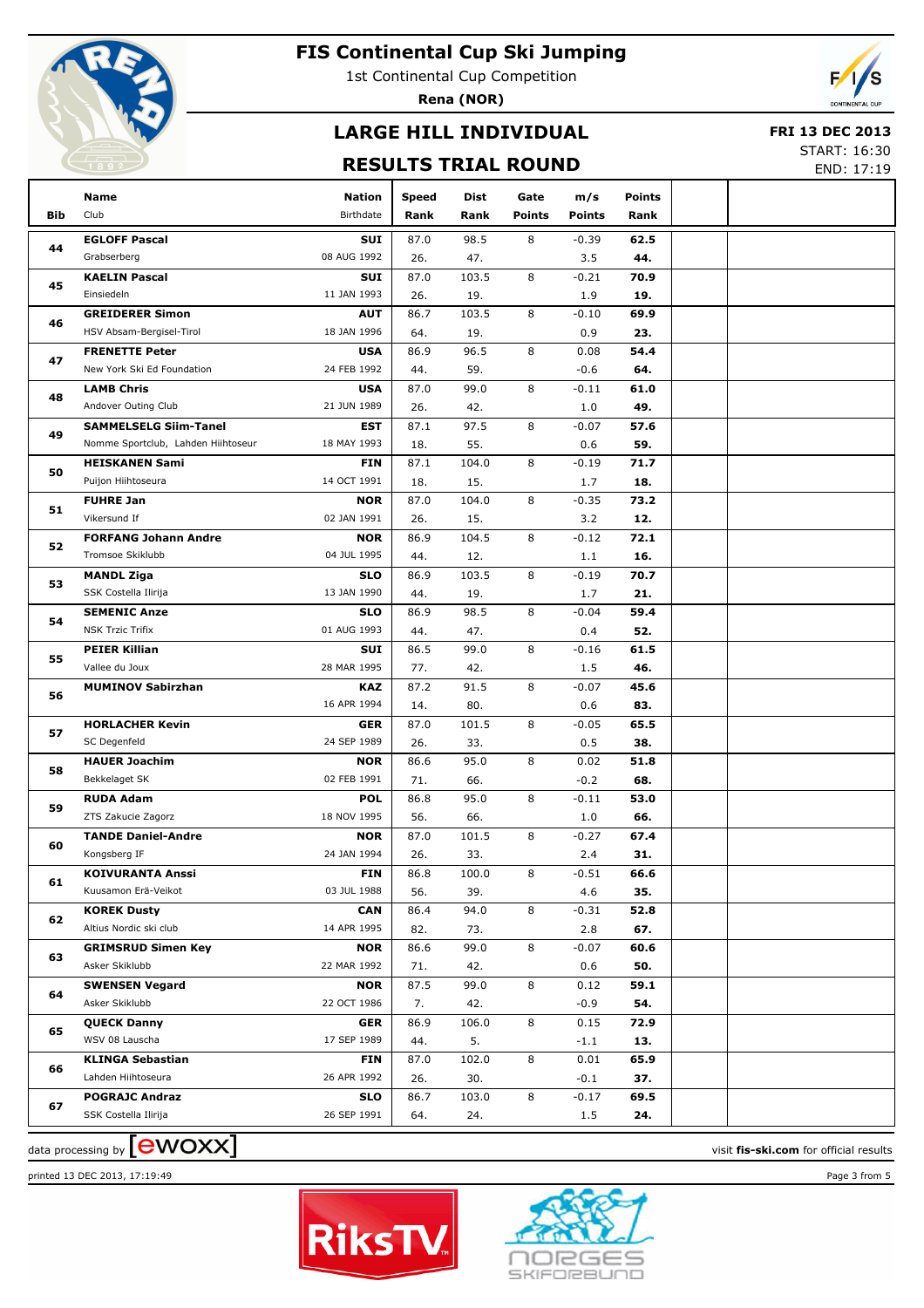# FIS Continental Cup Ski Jumping

1st Continental Cup Competition

**Rena (NOR)**

## LARGE HILL INDIVIDUAL

## RESULTS TRIAL ROUND

**FRI 13 DEC 2013**

START: 16:30

END: 17:19

| Bib | Name / Club | Nation / Birthdate | Speed / Rank | Dist / Rank | Gate / Points | m/s / Points | Points / Rank |
|---|---|---|---|---|---|---|---|
| 44 | **EGLOFF Pascal** | **SUI** | 87.0 | 98.5 | 8 | -0.39 | **62.5** |
| | Grabserberg | 08 AUG 1992 | 26. | 47. | | 3.5 | **44.** |
| 45 | **KAELIN Pascal** | **SUI** | 87.0 | 103.5 | 8 | -0.21 | **70.9** |
| | Einsiedeln | 11 JAN 1993 | 26. | 19. | | 1.9 | **19.** |
| 46 | **GREIDERER Simon** | **AUT** | 86.7 | 103.5 | 8 | -0.10 | **69.9** |
| | HSV Absam-Bergisel-Tirol | 18 JAN 1996 | 64. | 19. | | 0.9 | **23.** |
| 47 | **FRENETTE Peter** | **USA** | 86.9 | 96.5 | 8 | 0.08 | **54.4** |
| | New York Ski Ed Foundation | 24 FEB 1992 | 44. | 59. | | -0.6 | **64.** |
| 48 | **LAMB Chris** | **USA** | 87.0 | 99.0 | 8 | -0.11 | **61.0** |
| | Andover Outing Club | 21 JUN 1989 | 26. | 42. | | 1.0 | **49.** |
| 49 | **SAMMELSELG Siim-Tanel** | **EST** | 87.1 | 97.5 | 8 | -0.07 | **57.6** |
| | Nomme Sportclub, Lahden Hiihtoseur | 18 MAY 1993 | 18. | 55. | | 0.6 | **59.** |
| 50 | **HEISKANEN Sami** | **FIN** | 87.1 | 104.0 | 8 | -0.19 | **71.7** |
| | Puijon Hiihtoseura | 14 OCT 1991 | 18. | 15. | | 1.7 | **18.** |
| 51 | **FUHRE Jan** | **NOR** | 87.0 | 104.0 | 8 | -0.35 | **73.2** |
| | Vikersund If | 02 JAN 1991 | 26. | 15. | | 3.2 | **12.** |
| 52 | **FORFANG Johann Andre** | **NOR** | 86.9 | 104.5 | 8 | -0.12 | **72.1** |
| | Tromsoe Skiklubb | 04 JUL 1995 | 44. | 12. | | 1.1 | **16.** |
| 53 | **MANDL Ziga** | **SLO** | 86.9 | 103.5 | 8 | -0.19 | **70.7** |
| | SSK Costella Ilirija | 13 JAN 1990 | 44. | 19. | | 1.7 | **21.** |
| 54 | **SEMENIC Anze** | **SLO** | 86.9 | 98.5 | 8 | -0.04 | **59.4** |
| | NSK Trzic Trifix | 01 AUG 1993 | 44. | 47. | | 0.4 | **52.** |
| 55 | **PEIER Killian** | **SUI** | 86.5 | 99.0 | 8 | -0.16 | **61.5** |
| | Vallee du Joux | 28 MAR 1995 | 77. | 42. | | 1.5 | **46.** |
| 56 | **MUMINOV Sabirzhan** | **KAZ** | 87.2 | 91.5 | 8 | -0.07 | **45.6** |
| | | 16 APR 1994 | 14. | 80. | | 0.6 | **83.** |
| 57 | **HORLACHER Kevin** | **GER** | 87.0 | 101.5 | 8 | -0.05 | **65.5** |
| | SC Degenfeld | 24 SEP 1989 | 26. | 33. | | 0.5 | **38.** |
| 58 | **HAUER Joachim** | **NOR** | 86.6 | 95.0 | 8 | 0.02 | **51.8** |
| | Bekkelaget SK | 02 FEB 1991 | 71. | 66. | | -0.2 | **68.** |
| 59 | **RUDA Adam** | **POL** | 86.8 | 95.0 | 8 | -0.11 | **53.0** |
| | ZTS Zakucie Zagorz | 18 NOV 1995 | 56. | 66. | | 1.0 | **66.** |
| 60 | **TANDE Daniel-Andre** | **NOR** | 87.0 | 101.5 | 8 | -0.27 | **67.4** |
| | Kongsberg IF | 24 JAN 1994 | 26. | 33. | | 2.4 | **31.** |
| 61 | **KOIVURANTA Anssi** | **FIN** | 86.8 | 100.0 | 8 | -0.51 | **66.6** |
| | Kuusamon Erä-Veikot | 03 JUL 1988 | 56. | 39. | | 4.6 | **35.** |
| 62 | **KOREK Dusty** | **CAN** | 86.4 | 94.0 | 8 | -0.31 | **52.8** |
| | Altius Nordic ski club | 14 APR 1995 | 82. | 73. | | 2.8 | **67.** |
| 63 | **GRIMSRUD Simen Key** | **NOR** | 86.6 | 99.0 | 8 | -0.07 | **60.6** |
| | Asker Skiklubb | 22 MAR 1992 | 71. | 42. | | 0.6 | **50.** |
| 64 | **SWENSEN Vegard** | **NOR** | 87.5 | 99.0 | 8 | 0.12 | **59.1** |
| | Asker Skiklubb | 22 OCT 1986 | 7. | 42. | | -0.9 | **54.** |
| 65 | **QUECK Danny** | **GER** | 86.9 | 106.0 | 8 | 0.15 | **72.9** |
| | WSV 08 Lauscha | 17 SEP 1989 | 44. | 5. | | -1.1 | **13.** |
| 66 | **KLINGA Sebastian** | **FIN** | 87.0 | 102.0 | 8 | 0.01 | **65.9** |
| | Lahden Hiihtoseura | 26 APR 1992 | 26. | 30. | | -0.1 | **37.** |
| 67 | **POGRAJC Andraz** | **SLO** | 86.7 | 103.0 | 8 | -0.17 | **69.5** |
| | SSK Costella Ilirija | 26 SEP 1991 | 64. | 24. | | 1.5 | **24.** |

data processing by ewoxx — visit **fis-ski.com** for official results

printed 13 DEC 2013, 17:19:49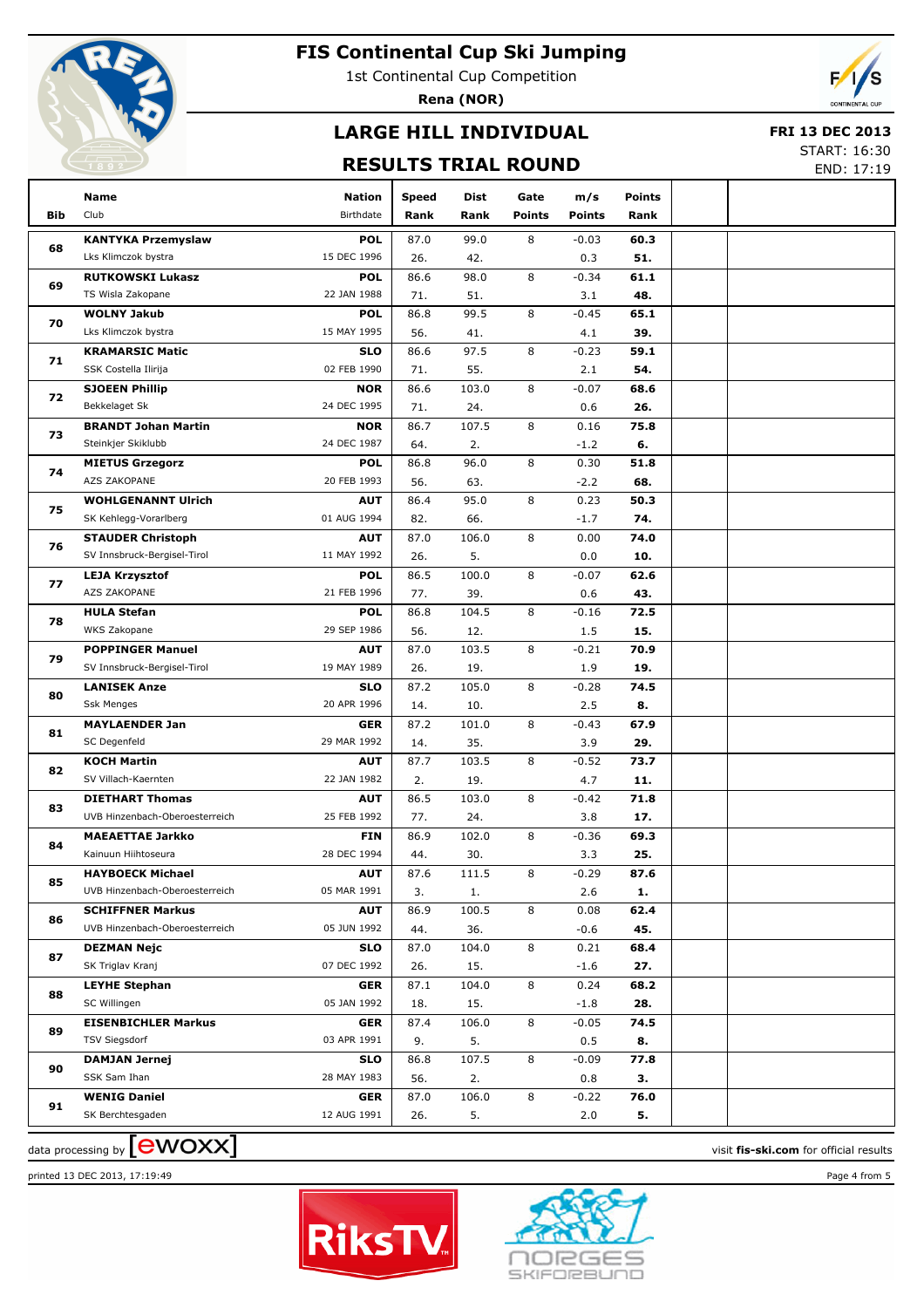# FIS Continental Cup Ski Jumping

1st Continental Cup Competition

**Rena (NOR)**

## LARGE HILL INDIVIDUAL

## RESULTS TRIAL ROUND

**FRI 13 DEC 2013**
START: 16:30
END: 17:19

| Bib | Name / Club | Nation / Birthdate | Speed / Rank | Dist / Rank | Gate / Points | m/s / Points | Points / Rank |
|---|---|---|---|---|---|---|---|
| 68 | **KANTYKA Przemyslaw** | **POL** | 87.0 | 99.0 | 8 | -0.03 | **60.3** |
| | Lks Klimczok bystra | 15 DEC 1996 | 26. | 42. | | 0.3 | **51.** |
| 69 | **RUTKOWSKI Lukasz** | **POL** | 86.6 | 98.0 | 8 | -0.34 | **61.1** |
| | TS Wisla Zakopane | 22 JAN 1988 | 71. | 51. | | 3.1 | **48.** |
| 70 | **WOLNY Jakub** | **POL** | 86.8 | 99.5 | 8 | -0.45 | **65.1** |
| | Lks Klimczok bystra | 15 MAY 1995 | 56. | 41. | | 4.1 | **39.** |
| 71 | **KRAMARSIC Matic** | **SLO** | 86.6 | 97.5 | 8 | -0.23 | **59.1** |
| | SSK Costella Ilirija | 02 FEB 1990 | 71. | 55. | | 2.1 | **54.** |
| 72 | **SJOEEN Phillip** | **NOR** | 86.6 | 103.0 | 8 | -0.07 | **68.6** |
| | Bekkelaget Sk | 24 DEC 1995 | 71. | 24. | | 0.6 | **26.** |
| 73 | **BRANDT Johan Martin** | **NOR** | 86.7 | 107.5 | 8 | 0.16 | **75.8** |
| | Steinkjer Skiklubb | 24 DEC 1987 | 64. | 2. | | -1.2 | **6.** |
| 74 | **MIETUS Grzegorz** | **POL** | 86.8 | 96.0 | 8 | 0.30 | **51.8** |
| | AZS ZAKOPANE | 20 FEB 1993 | 56. | 63. | | -2.2 | **68.** |
| 75 | **WOHLGENANNT Ulrich** | **AUT** | 86.4 | 95.0 | 8 | 0.23 | **50.3** |
| | SK Kehlegg-Vorarlberg | 01 AUG 1994 | 82. | 66. | | -1.7 | **74.** |
| 76 | **STAUDER Christoph** | **AUT** | 87.0 | 106.0 | 8 | 0.00 | **74.0** |
| | SV Innsbruck-Bergisel-Tirol | 11 MAY 1992 | 26. | 5. | | 0.0 | **10.** |
| 77 | **LEJA Krzysztof** | **POL** | 86.5 | 100.0 | 8 | -0.07 | **62.6** |
| | AZS ZAKOPANE | 21 FEB 1996 | 77. | 39. | | 0.6 | **43.** |
| 78 | **HULA Stefan** | **POL** | 86.8 | 104.5 | 8 | -0.16 | **72.5** |
| | WKS Zakopane | 29 SEP 1986 | 56. | 12. | | 1.5 | **15.** |
| 79 | **POPPINGER Manuel** | **AUT** | 87.0 | 103.5 | 8 | -0.21 | **70.9** |
| | SV Innsbruck-Bergisel-Tirol | 19 MAY 1989 | 26. | 19. | | 1.9 | **19.** |
| 80 | **LANISEK Anze** | **SLO** | 87.2 | 105.0 | 8 | -0.28 | **74.5** |
| | Ssk Menges | 20 APR 1996 | 14. | 10. | | 2.5 | **8.** |
| 81 | **MAYLAENDER Jan** | **GER** | 87.2 | 101.0 | 8 | -0.43 | **67.9** |
| | SC Degenfeld | 29 MAR 1992 | 14. | 35. | | 3.9 | **29.** |
| 82 | **KOCH Martin** | **AUT** | 87.7 | 103.5 | 8 | -0.52 | **73.7** |
| | SV Villach-Kaernten | 22 JAN 1982 | 2. | 19. | | 4.7 | **11.** |
| 83 | **DIETHART Thomas** | **AUT** | 86.5 | 103.0 | 8 | -0.42 | **71.8** |
| | UVB Hinzenbach-Oberoesterreich | 25 FEB 1992 | 77. | 24. | | 3.8 | **17.** |
| 84 | **MAEAETTAE Jarkko** | **FIN** | 86.9 | 102.0 | 8 | -0.36 | **69.3** |
| | Kainuun Hiihtoseura | 28 DEC 1994 | 44. | 30. | | 3.3 | **25.** |
| 85 | **HAYBOECK Michael** | **AUT** | 87.6 | 111.5 | 8 | -0.29 | **87.6** |
| | UVB Hinzenbach-Oberoesterreich | 05 MAR 1991 | 3. | 1. | | 2.6 | **1.** |
| 86 | **SCHIFFNER Markus** | **AUT** | 86.9 | 100.5 | 8 | 0.08 | **62.4** |
| | UVB Hinzenbach-Oberoesterreich | 05 JUN 1992 | 44. | 36. | | -0.6 | **45.** |
| 87 | **DEZMAN Nejc** | **SLO** | 87.0 | 104.0 | 8 | 0.21 | **68.4** |
| | SK Triglav Kranj | 07 DEC 1992 | 26. | 15. | | -1.6 | **27.** |
| 88 | **LEYHE Stephan** | **GER** | 87.1 | 104.0 | 8 | 0.24 | **68.2** |
| | SC Willingen | 05 JAN 1992 | 18. | 15. | | -1.8 | **28.** |
| 89 | **EISENBICHLER Markus** | **GER** | 87.4 | 106.0 | 8 | -0.05 | **74.5** |
| | TSV Siegsdorf | 03 APR 1991 | 9. | 5. | | 0.5 | **8.** |
| 90 | **DAMJAN Jernej** | **SLO** | 86.8 | 107.5 | 8 | -0.09 | **77.8** |
| | SSK Sam Ihan | 28 MAY 1983 | 56. | 2. | | 0.8 | **3.** |
| 91 | **WENIG Daniel** | **GER** | 87.0 | 106.0 | 8 | -0.22 | **76.0** |
| | SK Berchtesgaden | 12 AUG 1991 | 26. | 5. | | 2.0 | **5.** |

data processing by ewoxx — visit **fis-ski.com** for official results

printed 13 DEC 2013, 17:19:49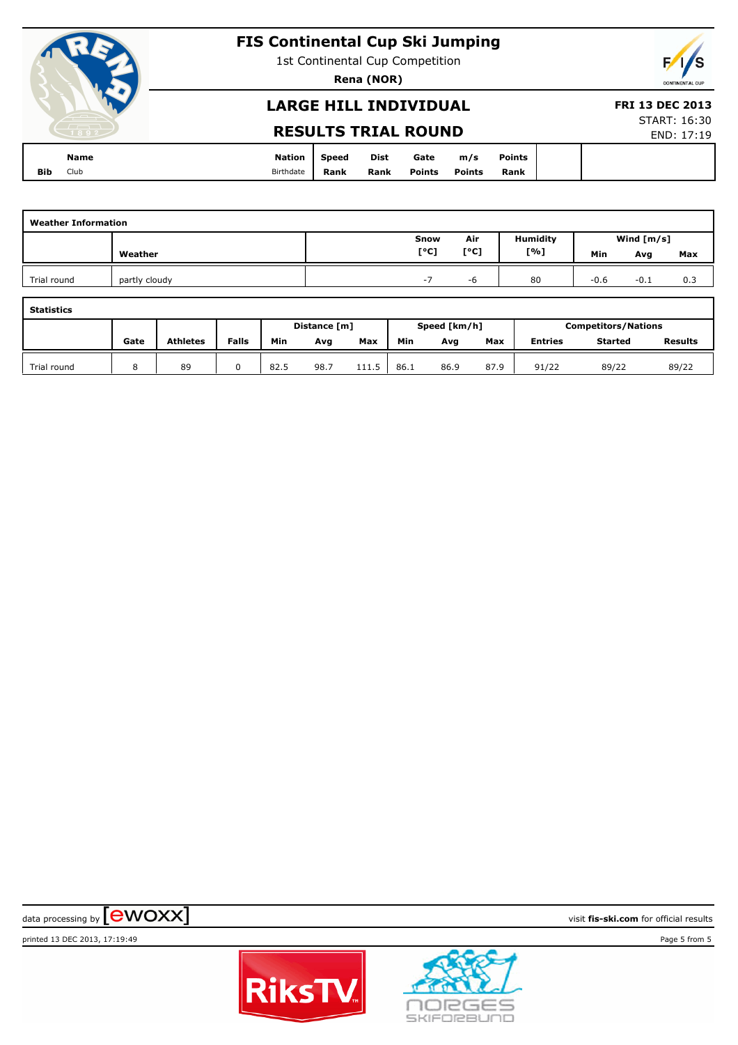# FIS Continental Cup Ski Jumping

1st Continental Cup Competition

**Rena (NOR)**

## LARGE HILL INDIVIDUAL

## RESULTS TRIAL ROUND

**FRI 13 DEC 2013**

START: 16:30

END: 17:19

| Bib | Name / Club | Nation / Birthdate | Speed / Rank | Dist / Rank | Gate / Points | m/s / Points | Points / Rank |
|---|---|---|---|---|---|---|---|

**Weather Information**

| | Weather | Snow [°C] | Air [°C] | Humidity [%] | Wind [m/s] Min | Avg | Max |
|---|---|---|---|---|---|---|---|
| Trial round | partly cloudy | -7 | -6 | 80 | -0.6 | -0.1 | 0.3 |

**Statistics**

| | Gate | Athletes | Falls | Distance [m] Min | Avg | Max | Speed [km/h] Min | Avg | Max | Competitors/Nations Entries | Started | Results |
|---|---|---|---|---|---|---|---|---|---|---|---|---|
| Trial round | 8 | 89 | 0 | 82.5 | 98.7 | 111.5 | 86.1 | 86.9 | 87.9 | 91/22 | 89/22 | 89/22 |

data processing by [ewoxx]

visit **fis-ski.com** for official results

printed 13 DEC 2013, 17:19:49